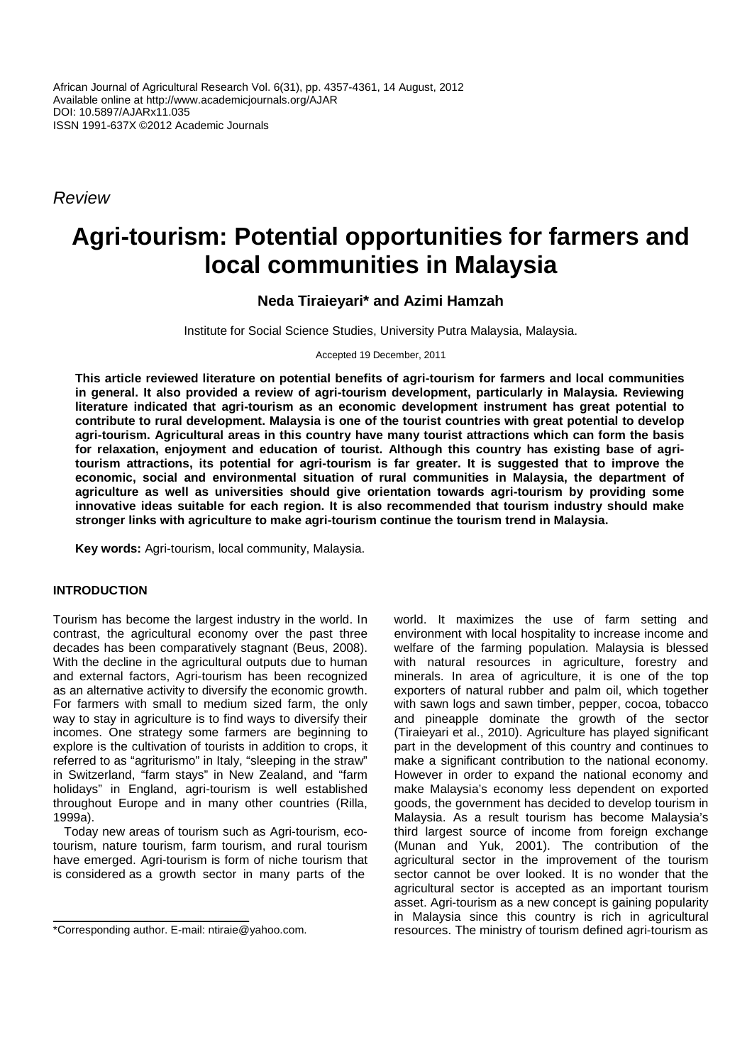African Journal of Agricultural Research Vol. 6(31), pp. 4357-4361, 14 August, 2012
Available online at http://www.academicjournals.org/AJAR
DOI: 10.5897/AJARx11.035
ISSN 1991-637X ©2012 Academic Journals

*Review*

# Agri-tourism: Potential opportunities for farmers and local communities in Malaysia

**Neda Tiraieyari* and Azimi Hamzah**

Institute for Social Science Studies, University Putra Malaysia, Malaysia.

Accepted 19 December, 2011

**This article reviewed literature on potential benefits of agri-tourism for farmers and local communities in general. It also provided a review of agri-tourism development, particularly in Malaysia. Reviewing literature indicated that agri-tourism as an economic development instrument has great potential to contribute to rural development. Malaysia is one of the tourist countries with great potential to develop agri-tourism. Agricultural areas in this country have many tourist attractions which can form the basis for relaxation, enjoyment and education of tourist. Although this country has existing base of agri-tourism attractions, its potential for agri-tourism is far greater. It is suggested that to improve the economic, social and environmental situation of rural communities in Malaysia, the department of agriculture as well as universities should give orientation towards agri-tourism by providing some innovative ideas suitable for each region. It is also recommended that tourism industry should make stronger links with agriculture to make agri-tourism continue the tourism trend in Malaysia.**

**Key words:** Agri-tourism, local community, Malaysia.

## INTRODUCTION

Tourism has become the largest industry in the world. In contrast, the agricultural economy over the past three decades has been comparatively stagnant (Beus, 2008). With the decline in the agricultural outputs due to human and external factors, Agri-tourism has been recognized as an alternative activity to diversify the economic growth. For farmers with small to medium sized farm, the only way to stay in agriculture is to find ways to diversify their incomes. One strategy some farmers are beginning to explore is the cultivation of tourists in addition to crops, it referred to as "agriturismo" in Italy, "sleeping in the straw" in Switzerland, "farm stays" in New Zealand, and "farm holidays" in England, agri-tourism is well established throughout Europe and in many other countries (Rilla, 1999a).

Today new areas of tourism such as Agri-tourism, eco-tourism, nature tourism, farm tourism, and rural tourism have emerged. Agri-tourism is form of niche tourism that is considered as a growth sector in many parts of the world. It maximizes the use of farm setting and environment with local hospitality to increase income and welfare of the farming population. Malaysia is blessed with natural resources in agriculture, forestry and minerals. In area of agriculture, it is one of the top exporters of natural rubber and palm oil, which together with sawn logs and sawn timber, pepper, cocoa, tobacco and pineapple dominate the growth of the sector (Tiraieyari et al., 2010). Agriculture has played significant part in the development of this country and continues to make a significant contribution to the national economy. However in order to expand the national economy and make Malaysia's economy less dependent on exported goods, the government has decided to develop tourism in Malaysia. As a result tourism has become Malaysia's third largest source of income from foreign exchange (Munan and Yuk, 2001). The contribution of the agricultural sector in the improvement of the tourism sector cannot be over looked. It is no wonder that the agricultural sector is accepted as an important tourism asset. Agri-tourism as a new concept is gaining popularity in Malaysia since this country is rich in agricultural resources. The ministry of tourism defined agri-tourism as

*Corresponding author. E-mail: ntiraie@yahoo.com.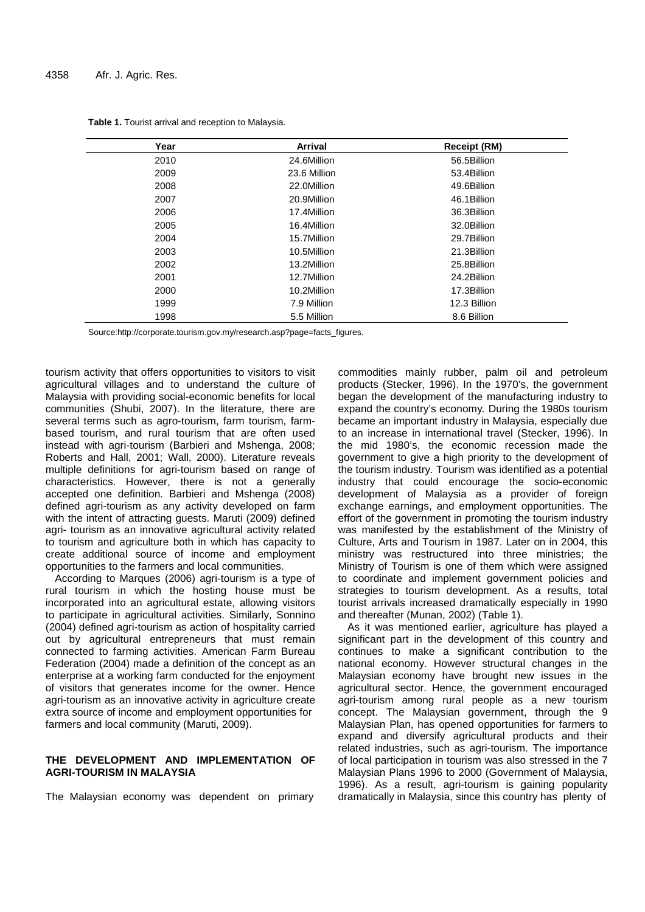**Table 1.** Tourist arrival and reception to Malaysia.

| Year | Arrival | Receipt (RM) |
|---|---|---|
| 2010 | 24.6Million | 56.5Billion |
| 2009 | 23.6 Million | 53.4Billion |
| 2008 | 22.0Million | 49.6Billion |
| 2007 | 20.9Million | 46.1Billion |
| 2006 | 17.4Million | 36.3Billion |
| 2005 | 16.4Million | 32.0Billion |
| 2004 | 15.7Million | 29.7Billion |
| 2003 | 10.5Million | 21.3Billion |
| 2002 | 13.2Million | 25.8Billion |
| 2001 | 12.7Million | 24.2Billion |
| 2000 | 10.2Million | 17.3Billion |
| 1999 | 7.9 Million | 12.3 Billion |
| 1998 | 5.5 Million | 8.6 Billion |

Source:http://corporate.tourism.gov.my/research.asp?page=facts_figures.

tourism activity that offers opportunities to visitors to visit agricultural villages and to understand the culture of Malaysia with providing social-economic benefits for local communities (Shubi, 2007). In the literature, there are several terms such as agro-tourism, farm tourism, farm-based tourism, and rural tourism that are often used instead with agri-tourism (Barbieri and Mshenga, 2008; Roberts and Hall, 2001; Wall, 2000). Literature reveals multiple definitions for agri-tourism based on range of characteristics. However, there is not a generally accepted one definition. Barbieri and Mshenga (2008) defined agri-tourism as any activity developed on farm with the intent of attracting guests. Maruti (2009) defined agri- tourism as an innovative agricultural activity related to tourism and agriculture both in which has capacity to create additional source of income and employment opportunities to the farmers and local communities.

According to Marques (2006) agri-tourism is a type of rural tourism in which the hosting house must be incorporated into an agricultural estate, allowing visitors to participate in agricultural activities. Similarly, Sonnino (2004) defined agri-tourism as action of hospitality carried out by agricultural entrepreneurs that must remain connected to farming activities. American Farm Bureau Federation (2004) made a definition of the concept as an enterprise at a working farm conducted for the enjoyment of visitors that generates income for the owner. Hence agri-tourism as an innovative activity in agriculture create extra source of income and employment opportunities for farmers and local community (Maruti, 2009).

## THE DEVELOPMENT AND IMPLEMENTATION OF AGRI-TOURISM IN MALAYSIA

The Malaysian economy was dependent on primary commodities mainly rubber, palm oil and petroleum products (Stecker, 1996). In the 1970's, the government began the development of the manufacturing industry to expand the country's economy. During the 1980s tourism became an important industry in Malaysia, especially due to an increase in international travel (Stecker, 1996). In the mid 1980's, the economic recession made the government to give a high priority to the development of the tourism industry. Tourism was identified as a potential industry that could encourage the socio-economic development of Malaysia as a provider of foreign exchange earnings, and employment opportunities. The effort of the government in promoting the tourism industry was manifested by the establishment of the Ministry of Culture, Arts and Tourism in 1987. Later on in 2004, this ministry was restructured into three ministries; the Ministry of Tourism is one of them which were assigned to coordinate and implement government policies and strategies to tourism development. As a results, total tourist arrivals increased dramatically especially in 1990 and thereafter (Munan, 2002) (Table 1).

As it was mentioned earlier, agriculture has played a significant part in the development of this country and continues to make a significant contribution to the national economy. However structural changes in the Malaysian economy have brought new issues in the agricultural sector. Hence, the government encouraged agri-tourism among rural people as a new tourism concept. The Malaysian government, through the 9 Malaysian Plan, has opened opportunities for farmers to expand and diversify agricultural products and their related industries, such as agri-tourism. The importance of local participation in tourism was also stressed in the 7 Malaysian Plans 1996 to 2000 (Government of Malaysia, 1996). As a result, agri-tourism is gaining popularity dramatically in Malaysia, since this country has plenty of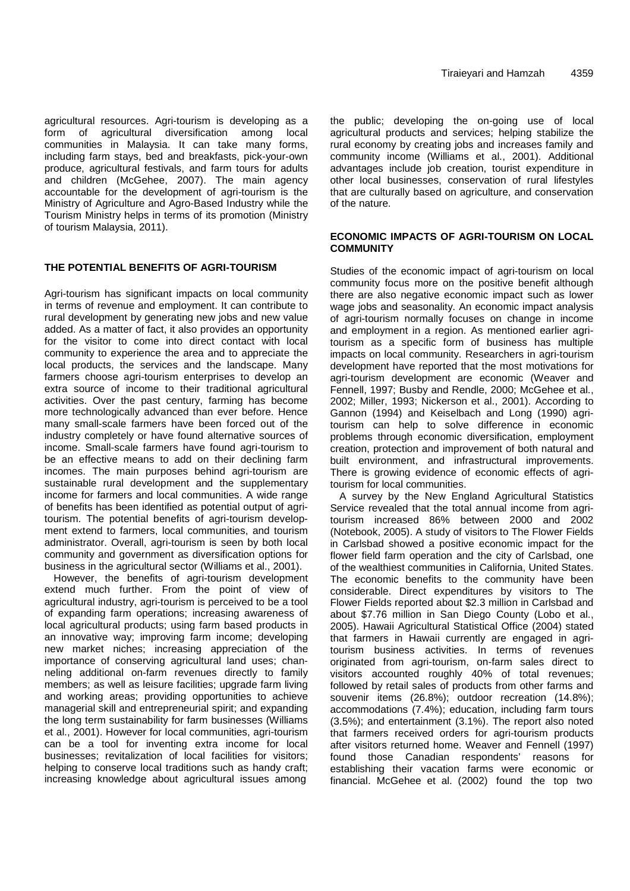agricultural resources. Agri-tourism is developing as a form of agricultural diversification among local communities in Malaysia. It can take many forms, including farm stays, bed and breakfasts, pick-your-own produce, agricultural festivals, and farm tours for adults and children (McGehee, 2007). The main agency accountable for the development of agri-tourism is the Ministry of Agriculture and Agro-Based Industry while the Tourism Ministry helps in terms of its promotion (Ministry of tourism Malaysia, 2011).

## THE POTENTIAL BENEFITS OF AGRI-TOURISM

Agri-tourism has significant impacts on local community in terms of revenue and employment. It can contribute to rural development by generating new jobs and new value added. As a matter of fact, it also provides an opportunity for the visitor to come into direct contact with local community to experience the area and to appreciate the local products, the services and the landscape. Many farmers choose agri-tourism enterprises to develop an extra source of income to their traditional agricultural activities. Over the past century, farming has become more technologically advanced than ever before. Hence many small-scale farmers have been forced out of the industry completely or have found alternative sources of income. Small-scale farmers have found agri-tourism to be an effective means to add on their declining farm incomes. The main purposes behind agri-tourism are sustainable rural development and the supplementary income for farmers and local communities. A wide range of benefits has been identified as potential output of agri-tourism. The potential benefits of agri-tourism development extend to farmers, local communities, and tourism administrator. Overall, agri-tourism is seen by both local community and government as diversification options for business in the agricultural sector (Williams et al., 2001).

However, the benefits of agri-tourism development extend much further. From the point of view of agricultural industry, agri-tourism is perceived to be a tool of expanding farm operations; increasing awareness of local agricultural products; using farm based products in an innovative way; improving farm income; developing new market niches; increasing appreciation of the importance of conserving agricultural land uses; channeling additional on-farm revenues directly to family members; as well as leisure facilities; upgrade farm living and working areas; providing opportunities to achieve managerial skill and entrepreneurial spirit; and expanding the long term sustainability for farm businesses (Williams et al., 2001). However for local communities, agri-tourism can be a tool for inventing extra income for local businesses; revitalization of local facilities for visitors; helping to conserve local traditions such as handy craft; increasing knowledge about agricultural issues among the public; developing the on-going use of local agricultural products and services; helping stabilize the rural economy by creating jobs and increases family and community income (Williams et al., 2001). Additional advantages include job creation, tourist expenditure in other local businesses, conservation of rural lifestyles that are culturally based on agriculture, and conservation of the nature.

## ECONOMIC IMPACTS OF AGRI-TOURISM ON LOCAL COMMUNITY

Studies of the economic impact of agri-tourism on local community focus more on the positive benefit although there are also negative economic impact such as lower wage jobs and seasonality. An economic impact analysis of agri-tourism normally focuses on change in income and employment in a region. As mentioned earlier agri-tourism as a specific form of business has multiple impacts on local community. Researchers in agri-tourism development have reported that the most motivations for agri-tourism development are economic (Weaver and Fennell, 1997; Busby and Rendle, 2000; McGehee et al., 2002; Miller, 1993; Nickerson et al., 2001). According to Gannon (1994) and Keiselbach and Long (1990) agri-tourism can help to solve difference in economic problems through economic diversification, employment creation, protection and improvement of both natural and built environment, and infrastructural improvements. There is growing evidence of economic effects of agri-tourism for local communities.

A survey by the New England Agricultural Statistics Service revealed that the total annual income from agri-tourism increased 86% between 2000 and 2002 (Notebook, 2005). A study of visitors to The Flower Fields in Carlsbad showed a positive economic impact for the flower field farm operation and the city of Carlsbad, one of the wealthiest communities in California, United States. The economic benefits to the community have been considerable. Direct expenditures by visitors to The Flower Fields reported about $2.3 million in Carlsbad and about $7.76 million in San Diego County (Lobo et al., 2005). Hawaii Agricultural Statistical Office (2004) stated that farmers in Hawaii currently are engaged in agri-tourism business activities. In terms of revenues originated from agri-tourism, on-farm sales direct to visitors accounted roughly 40% of total revenues; followed by retail sales of products from other farms and souvenir items (26.8%); outdoor recreation (14.8%); accommodations (7.4%); education, including farm tours (3.5%); and entertainment (3.1%). The report also noted that farmers received orders for agri-tourism products after visitors returned home. Weaver and Fennell (1997) found those Canadian respondents' reasons for establishing their vacation farms were economic or financial. McGehee et al. (2002) found the top two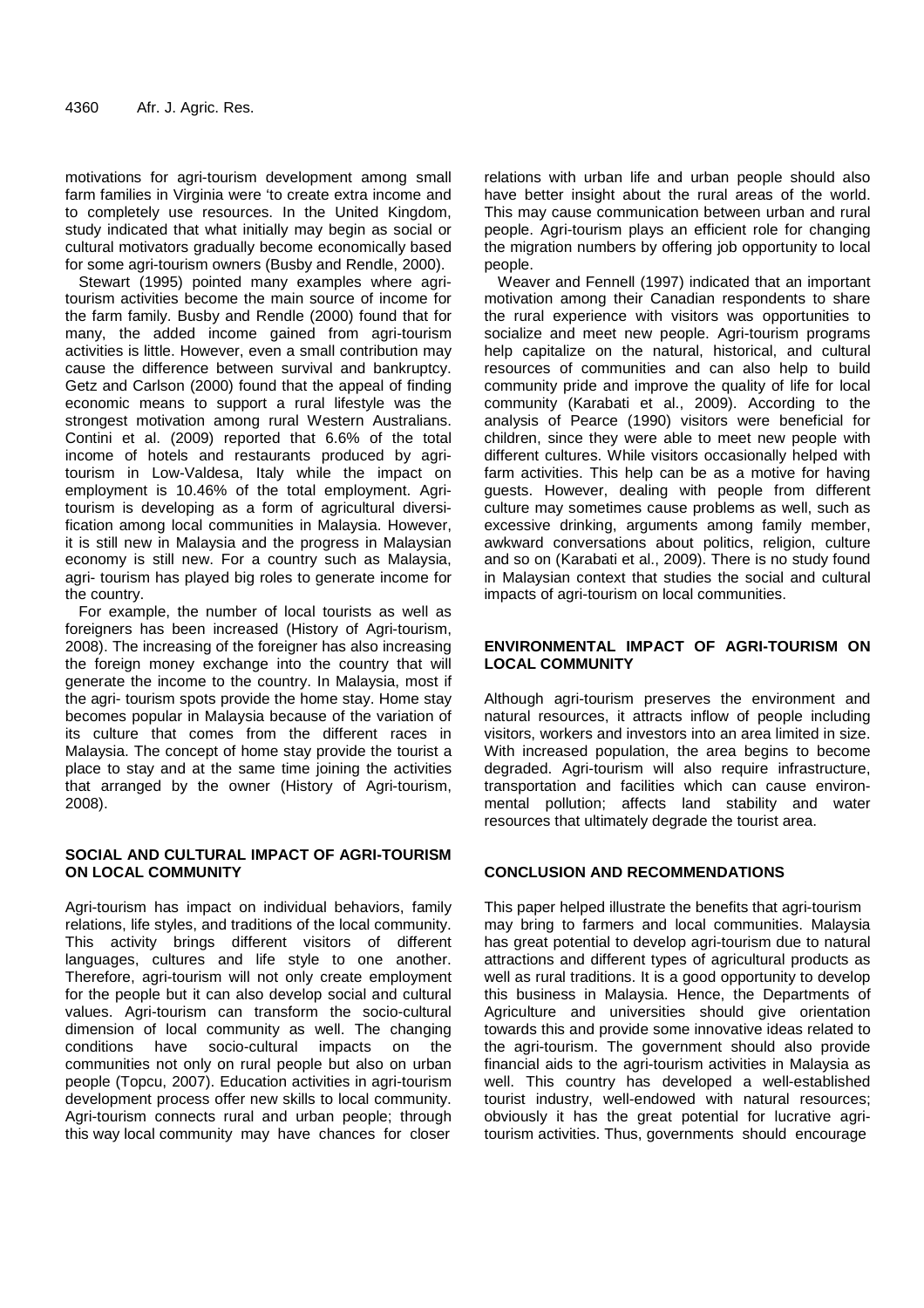motivations for agri-tourism development among small farm families in Virginia were 'to create extra income and to completely use resources. In the United Kingdom, study indicated that what initially may begin as social or cultural motivators gradually become economically based for some agri-tourism owners (Busby and Rendle, 2000).

Stewart (1995) pointed many examples where agri-tourism activities become the main source of income for the farm family. Busby and Rendle (2000) found that for many, the added income gained from agri-tourism activities is little. However, even a small contribution may cause the difference between survival and bankruptcy. Getz and Carlson (2000) found that the appeal of finding economic means to support a rural lifestyle was the strongest motivation among rural Western Australians. Contini et al. (2009) reported that 6.6% of the total income of hotels and restaurants produced by agri-tourism in Low-Valdesa, Italy while the impact on employment is 10.46% of the total employment. Agri-tourism is developing as a form of agricultural diversification among local communities in Malaysia. However, it is still new in Malaysia and the progress in Malaysian economy is still new. For a country such as Malaysia, agri- tourism has played big roles to generate income for the country.

For example, the number of local tourists as well as foreigners has been increased (History of Agri-tourism, 2008). The increasing of the foreigner has also increasing the foreign money exchange into the country that will generate the income to the country. In Malaysia, most if the agri- tourism spots provide the home stay. Home stay becomes popular in Malaysia because of the variation of its culture that comes from the different races in Malaysia. The concept of home stay provide the tourist a place to stay and at the same time joining the activities that arranged by the owner (History of Agri-tourism, 2008).

## SOCIAL AND CULTURAL IMPACT OF AGRI-TOURISM ON LOCAL COMMUNITY

Agri-tourism has impact on individual behaviors, family relations, life styles, and traditions of the local community. This activity brings different visitors of different languages, cultures and life style to one another. Therefore, agri-tourism will not only create employment for the people but it can also develop social and cultural values. Agri-tourism can transform the socio-cultural dimension of local community as well. The changing conditions have socio-cultural impacts on the communities not only on rural people but also on urban people (Topcu, 2007). Education activities in agri-tourism development process offer new skills to local community. Agri-tourism connects rural and urban people; through this way local community may have chances for closer relations with urban life and urban people should also have better insight about the rural areas of the world. This may cause communication between urban and rural people. Agri-tourism plays an efficient role for changing the migration numbers by offering job opportunity to local people.

Weaver and Fennell (1997) indicated that an important motivation among their Canadian respondents to share the rural experience with visitors was opportunities to socialize and meet new people. Agri-tourism programs help capitalize on the natural, historical, and cultural resources of communities and can also help to build community pride and improve the quality of life for local community (Karabati et al., 2009). According to the analysis of Pearce (1990) visitors were beneficial for children, since they were able to meet new people with different cultures. While visitors occasionally helped with farm activities. This help can be as a motive for having guests. However, dealing with people from different culture may sometimes cause problems as well, such as excessive drinking, arguments among family member, awkward conversations about politics, religion, culture and so on (Karabati et al., 2009). There is no study found in Malaysian context that studies the social and cultural impacts of agri-tourism on local communities.

## ENVIRONMENTAL IMPACT OF AGRI-TOURISM ON LOCAL COMMUNITY

Although agri-tourism preserves the environment and natural resources, it attracts inflow of people including visitors, workers and investors into an area limited in size. With increased population, the area begins to become degraded. Agri-tourism will also require infrastructure, transportation and facilities which can cause environmental pollution; affects land stability and water resources that ultimately degrade the tourist area.

## CONCLUSION AND RECOMMENDATIONS

This paper helped illustrate the benefits that agri-tourism may bring to farmers and local communities. Malaysia has great potential to develop agri-tourism due to natural attractions and different types of agricultural products as well as rural traditions. It is a good opportunity to develop this business in Malaysia. Hence, the Departments of Agriculture and universities should give orientation towards this and provide some innovative ideas related to the agri-tourism. The government should also provide financial aids to the agri-tourism activities in Malaysia as well. This country has developed a well-established tourist industry, well-endowed with natural resources; obviously it has the great potential for lucrative agri-tourism activities. Thus, governments should encourage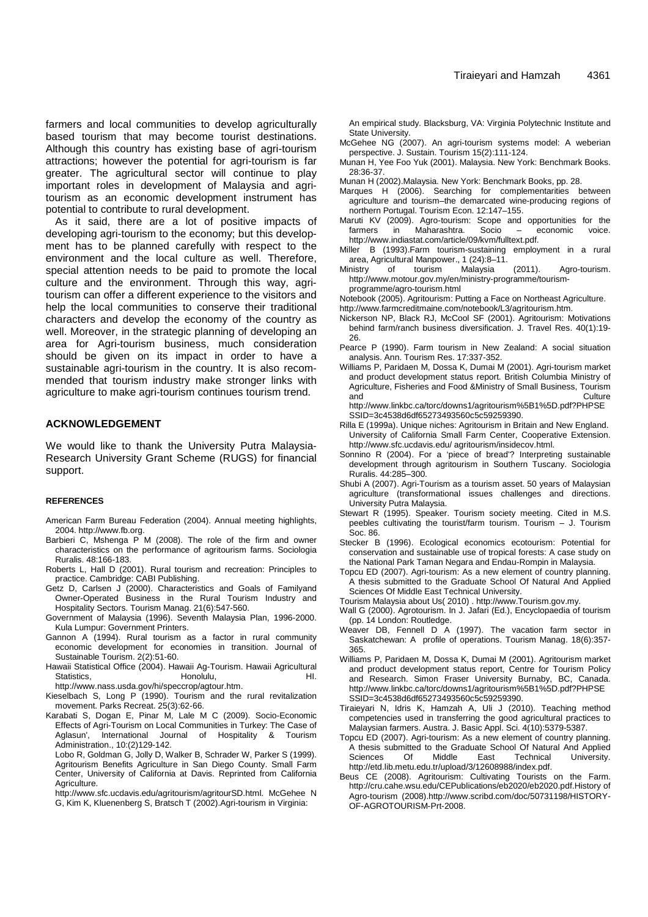farmers and local communities to develop agriculturally based tourism that may become tourist destinations. Although this country has existing base of agri-tourism attractions; however the potential for agri-tourism is far greater. The agricultural sector will continue to play important roles in development of Malaysia and agri-tourism as an economic development instrument has potential to contribute to rural development.

As it said, there are a lot of positive impacts of developing agri-tourism to the economy; but this development has to be planned carefully with respect to the environment and the local culture as well. Therefore, special attention needs to be paid to promote the local culture and the environment. Through this way, agri-tourism can offer a different experience to the visitors and help the local communities to conserve their traditional characters and develop the economy of the country as well. Moreover, in the strategic planning of developing an area for Agri-tourism business, much consideration should be given on its impact in order to have a sustainable agri-tourism in the country. It is also recommended that tourism industry make stronger links with agriculture to make agri-tourism continues tourism trend.

## ACKNOWLEDGEMENT

We would like to thank the University Putra Malaysia-Research University Grant Scheme (RUGS) for financial support.

### REFERENCES

American Farm Bureau Federation (2004). Annual meeting highlights, 2004. http://www.fb.org.

Barbieri C, Mshenga P M (2008). The role of the firm and owner characteristics on the performance of agritourism farms. Sociologia Ruralis. 48:166-183.

Roberts L, Hall D (2001). Rural tourism and recreation: Principles to practice. Cambridge: CABI Publishing.

Getz D, Carlsen J (2000). Characteristics and Goals of Familyand Owner-Operated Business in the Rural Tourism Industry and Hospitality Sectors. Tourism Manag. 21(6):547-560.

Government of Malaysia (1996). Seventh Malaysia Plan, 1996-2000. Kula Lumpur: Government Printers.

Gannon A (1994). Rural tourism as a factor in rural community economic development for economies in transition. Journal of Sustainable Tourism. 2(2):51-60.

Hawaii Statistical Office (2004). Hawaii Ag-Tourism. Hawaii Agricultural Statistics, Honolulu, HI. http://www.nass.usda.gov/hi/speccrop/agtour.htm.

Kieselbach S, Long P (1990). Tourism and the rural revitalization movement. Parks Recreat. 25(3):62-66.

Karabati S, Dogan E, Pinar M, Lale M C (2009). Socio-Economic Effects of Agri-Tourism on Local Communities in Turkey: The Case of Aglasun', International Journal of Hospitality & Tourism Administration., 10:(2)129-142.

Lobo R, Goldman G, Jolly D, Walker B, Schrader W, Parker S (1999). Agritourism Benefits Agriculture in San Diego County. Small Farm Center, University of California at Davis. Reprinted from California Agriculture.

http://www.sfc.ucdavis.edu/agritourism/agritourSD.html. McGehee N G, Kim K, Kluenenberg S, Bratsch T (2002).Agri-tourism in Virginia: An empirical study. Blacksburg, VA: Virginia Polytechnic Institute and State University.

McGehee NG (2007). An agri-tourism systems model: A weberian perspective. J. Sustain. Tourism 15(2):111-124.

Munan H, Yee Foo Yuk (2001). Malaysia. New York: Benchmark Books. 28:36-37.

Munan H (2002).Malaysia. New York: Benchmark Books, pp. 28.

Marques H (2006). Searching for complementarities between agriculture and tourism–the demarcated wine-producing regions of northern Portugal. Tourism Econ. 12:147–155.

Maruti KV (2009). Agro-tourism: Scope and opportunities for the farmers in Maharashtra. Socio – economic voice. http://www.indiastat.com/article/09/kvm/fulltext.pdf.

Miller B (1993).Farm tourism-sustaining employment in a rural area, Agricultural Manpower., 1 (24):8–11.

Ministry of tourism Malaysia (2011). Agro-tourism. http://www.motour.gov.my/en/ministry-programme/tourism-programme/agro-tourism.html

Notebook (2005). Agritourism: Putting a Face on Northeast Agriculture. http://www.farmcreditmaine.com/notebook/L3/agritourism.htm.

Nickerson NP, Black RJ, McCool SF (2001). Agritourism: Motivations behind farm/ranch business diversification. J. Travel Res. 40(1):19-26.

Pearce P (1990). Farm tourism in New Zealand: A social situation analysis. Ann. Tourism Res. 17:337-352.

Williams P, Paridaen M, Dossa K, Dumai M (2001). Agri-tourism market and product development status report. British Columbia Ministry of Agriculture, Fisheries and Food &Ministry of Small Business, Tourism and Culture http://www.linkbc.ca/torc/downs1/agritourism%5B1%5D.pdf?PHPSESSID=3c4538d6df65273493560c5c59259390.

Rilla E (1999a). Unique niches: Agritourism in Britain and New England. University of California Small Farm Center, Cooperative Extension. http://www.sfc.ucdavis.edu/ agritourism/insidecov.html.

Sonnino R (2004). For a 'piece of bread'? Interpreting sustainable development through agritourism in Southern Tuscany. Sociologia Ruralis. 44:285–300.

Shubi A (2007). Agri-Tourism as a tourism asset. 50 years of Malaysian agriculture (transformational issues challenges and directions. University Putra Malaysia.

Stewart R (1995). Speaker. Tourism society meeting. Cited in M.S. peebles cultivating the tourist/farm tourism. Tourism – J. Tourism Soc. 86.

Stecker B (1996). Ecological economics ecotourism: Potential for conservation and sustainable use of tropical forests: A case study on the National Park Taman Negara and Endau-Rompin in Malaysia.

Topcu ED (2007). Agri-tourism: As a new element of country planning. A thesis submitted to the Graduate School Of Natural And Applied Sciences Of Middle East Technical University.

Tourism Malaysia about Us( 2010) . http://www.Tourism.gov.my.

Wall G (2000). Agrotourism. In J. Jafari (Ed.), Encyclopaedia of tourism (pp. 14 London: Routledge.

Weaver DB, Fennell D A (1997). The vacation farm sector in Saskatchewan: A profile of operations. Tourism Manag. 18(6):357-365.

Williams P, Paridaen M, Dossa K, Dumai M (2001). Agritourism market and product development status report, Centre for Tourism Policy and Research. Simon Fraser University Burnaby, BC, Canada. http://www.linkbc.ca/torc/downs1/agritourism%5B1%5D.pdf?PHPSESSID=3c4538d6df65273493560c5c59259390.

Tiraieyari N, Idris K, Hamzah A, Uli J (2010). Teaching method competencies used in transferring the good agricultural practices to Malaysian farmers. Austra. J. Basic Appl. Sci. 4(10):5379-5387.

Topcu ED (2007). Agri-tourism: As a new element of country planning. A thesis submitted to the Graduate School Of Natural And Applied Sciences Of Middle East Technical University. http://etd.lib.metu.edu.tr/upload/3/12608988/index.pdf.

Beus CE (2008). Agritourism: Cultivating Tourists on the Farm. http://cru.cahe.wsu.edu/CEPublications/eb2020/eb2020.pdf.History of Agro-tourism (2008).http://www.scribd.com/doc/50731198/HISTORY-OF-AGROTOURISM-Prt-2008.